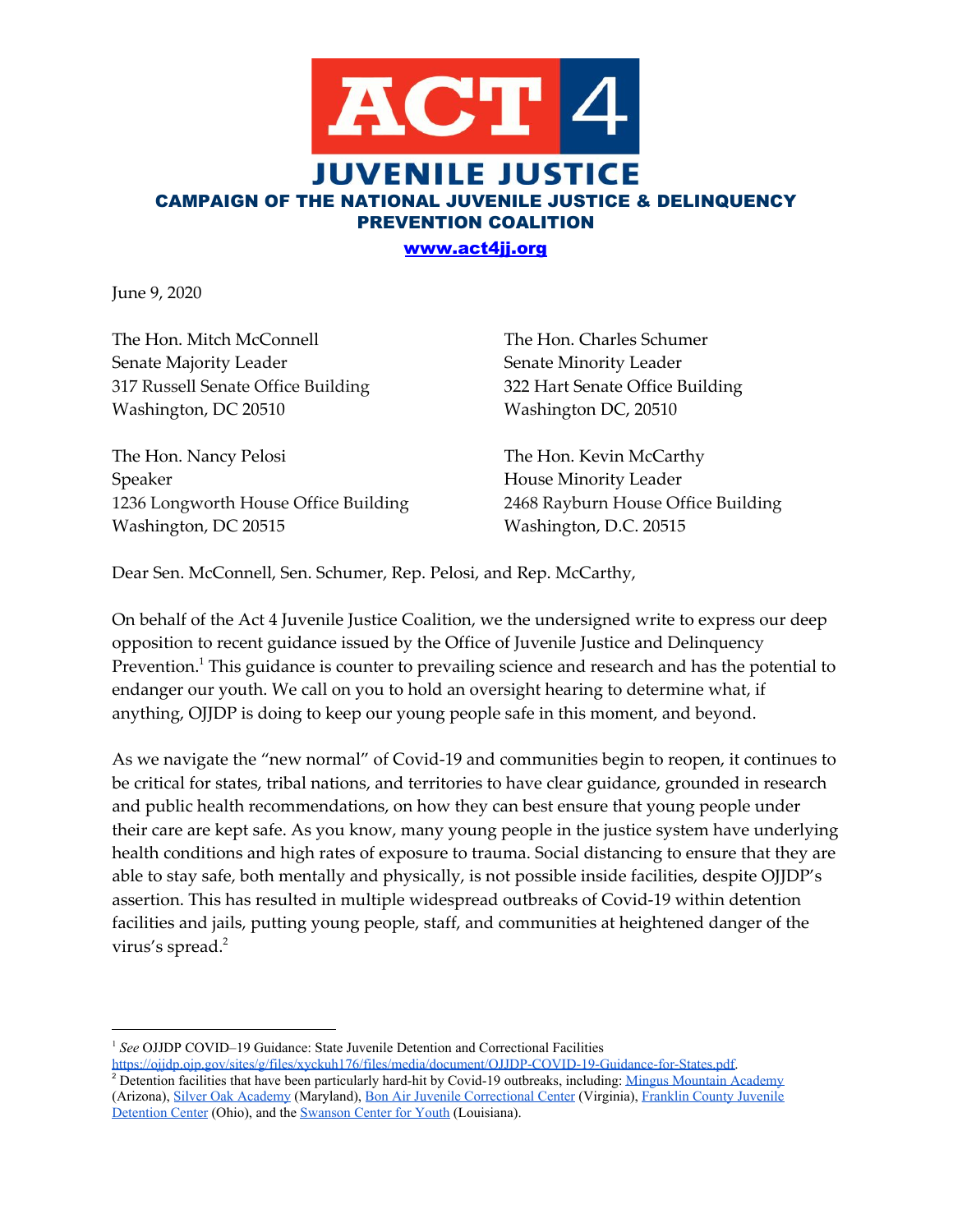# ACT 4 JUVENILE JUSTICE

**CAMPAIGN OF THE NATIONAL JUVENILE JUSTICE & DELINQUENCY PREVENTION COALITION**

**www.act4jj.org**

June 9, 2020

The Hon. Mitch McConnell
Senate Majority Leader
317 Russell Senate Office Building
Washington, DC 20510

The Hon. Charles Schumer
Senate Minority Leader
322 Hart Senate Office Building
Washington DC, 20510

The Hon. Nancy Pelosi
Speaker
1236 Longworth House Office Building
Washington, DC 20515

The Hon. Kevin McCarthy
House Minority Leader
2468 Rayburn House Office Building
Washington, D.C. 20515

Dear Sen. McConnell, Sen. Schumer, Rep. Pelosi, and Rep. McCarthy,

On behalf of the Act 4 Juvenile Justice Coalition, we the undersigned write to express our deep opposition to recent guidance issued by the Office of Juvenile Justice and Delinquency Prevention.[1] This guidance is counter to prevailing science and research and has the potential to endanger our youth. We call on you to hold an oversight hearing to determine what, if anything, OJJDP is doing to keep our young people safe in this moment, and beyond.

As we navigate the "new normal" of Covid-19 and communities begin to reopen, it continues to be critical for states, tribal nations, and territories to have clear guidance, grounded in research and public health recommendations, on how they can best ensure that young people under their care are kept safe. As you know, many young people in the justice system have underlying health conditions and high rates of exposure to trauma. Social distancing to ensure that they are able to stay safe, both mentally and physically, is not possible inside facilities, despite OJJDP's assertion. This has resulted in multiple widespread outbreaks of Covid-19 within detention facilities and jails, putting young people, staff, and communities at heightened danger of the virus's spread.[2]

---

[1] *See* OJJDP COVID–19 Guidance: State Juvenile Detention and Correctional Facilities https://ojjdp.ojp.gov/sites/g/files/xyckuh176/files/media/document/OJJDP-COVID-19-Guidance-for-States.pdf.

[2] Detention facilities that have been particularly hard-hit by Covid-19 outbreaks, including: Mingus Mountain Academy (Arizona), Silver Oak Academy (Maryland), Bon Air Juvenile Correctional Center (Virginia), Franklin County Juvenile Detention Center (Ohio), and the Swanson Center for Youth (Louisiana).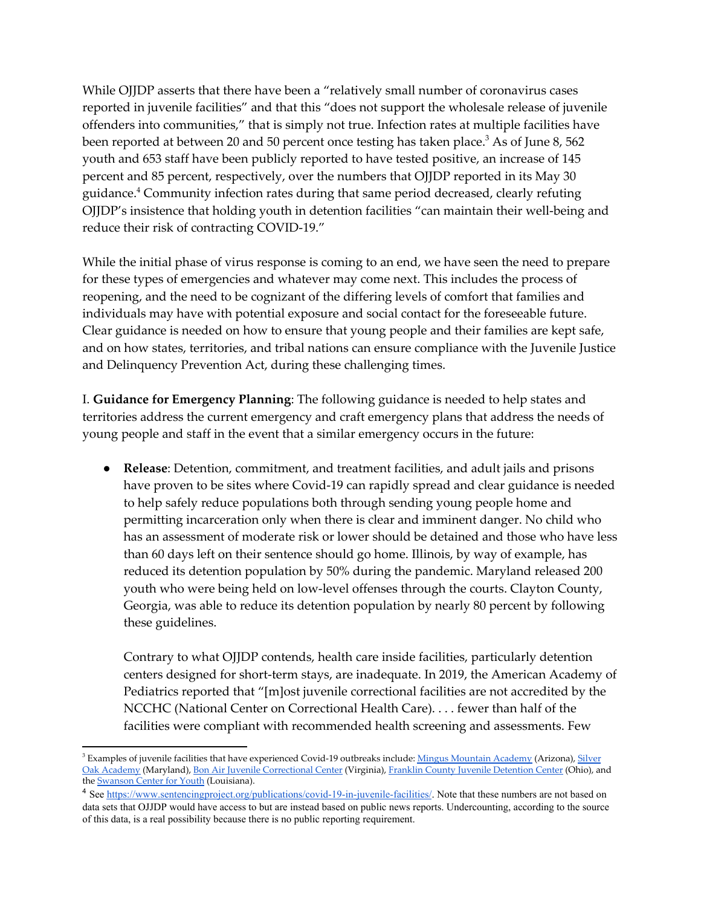While OJJDP asserts that there have been a “relatively small number of coronavirus cases reported in juvenile facilities” and that this “does not support the wholesale release of juvenile offenders into communities,” that is simply not true. Infection rates at multiple facilities have been reported at between 20 and 50 percent once testing has taken place.[3] As of June 8, 562 youth and 653 staff have been publicly reported to have tested positive, an increase of 145 percent and 85 percent, respectively, over the numbers that OJJDP reported in its May 30 guidance.[4] Community infection rates during that same period decreased, clearly refuting OJJDP’s insistence that holding youth in detention facilities “can maintain their well-being and reduce their risk of contracting COVID-19.”

While the initial phase of virus response is coming to an end, we have seen the need to prepare for these types of emergencies and whatever may come next. This includes the process of reopening, and the need to be cognizant of the differing levels of comfort that families and individuals may have with potential exposure and social contact for the foreseeable future. Clear guidance is needed on how to ensure that young people and their families are kept safe, and on how states, territories, and tribal nations can ensure compliance with the Juvenile Justice and Delinquency Prevention Act, during these challenging times.

I. **Guidance for Emergency Planning**: The following guidance is needed to help states and territories address the current emergency and craft emergency plans that address the needs of young people and staff in the event that a similar emergency occurs in the future:

- **Release**: Detention, commitment, and treatment facilities, and adult jails and prisons have proven to be sites where Covid-19 can rapidly spread and clear guidance is needed to help safely reduce populations both through sending young people home and permitting incarceration only when there is clear and imminent danger. No child who has an assessment of moderate risk or lower should be detained and those who have less than 60 days left on their sentence should go home. Illinois, by way of example, has reduced its detention population by 50% during the pandemic. Maryland released 200 youth who were being held on low-level offenses through the courts. Clayton County, Georgia, was able to reduce its detention population by nearly 80 percent by following these guidelines.

  Contrary to what OJJDP contends, health care inside facilities, particularly detention centers designed for short-term stays, are inadequate. In 2019, the American Academy of Pediatrics reported that “[m]ost juvenile correctional facilities are not accredited by the NCCHC (National Center on Correctional Health Care). . . . fewer than half of the facilities were compliant with recommended health screening and assessments. Few

---

[3] Examples of juvenile facilities that have experienced Covid-19 outbreaks include: Mingus Mountain Academy (Arizona), Silver Oak Academy (Maryland), Bon Air Juvenile Correctional Center (Virginia), Franklin County Juvenile Detention Center (Ohio), and the Swanson Center for Youth (Louisiana).

[4] See https://www.sentencingproject.org/publications/covid-19-in-juvenile-facilities/. Note that these numbers are not based on data sets that OJJDP would have access to but are instead based on public news reports. Undercounting, according to the source of this data, is a real possibility because there is no public reporting requirement.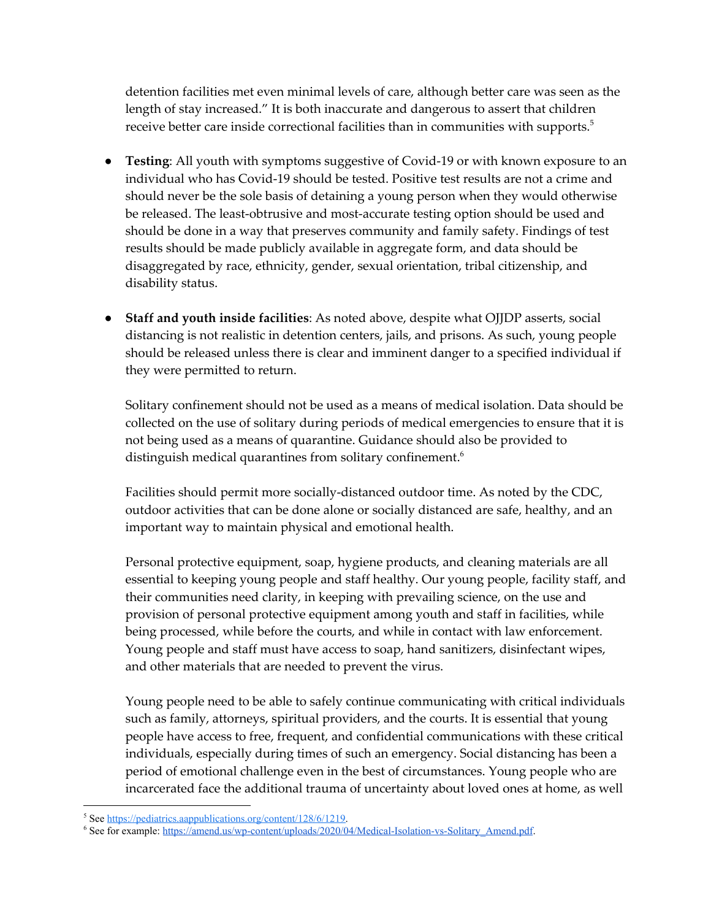detention facilities met even minimal levels of care, although better care was seen as the length of stay increased." It is both inaccurate and dangerous to assert that children receive better care inside correctional facilities than in communities with supports.[5]

- **Testing**: All youth with symptoms suggestive of Covid-19 or with known exposure to an individual who has Covid-19 should be tested. Positive test results are not a crime and should never be the sole basis of detaining a young person when they would otherwise be released. The least-obtrusive and most-accurate testing option should be used and should be done in a way that preserves community and family safety. Findings of test results should be made publicly available in aggregate form, and data should be disaggregated by race, ethnicity, gender, sexual orientation, tribal citizenship, and disability status.

- **Staff and youth inside facilities**: As noted above, despite what OJJDP asserts, social distancing is not realistic in detention centers, jails, and prisons. As such, young people should be released unless there is clear and imminent danger to a specified individual if they were permitted to return.

  Solitary confinement should not be used as a means of medical isolation. Data should be collected on the use of solitary during periods of medical emergencies to ensure that it is not being used as a means of quarantine. Guidance should also be provided to distinguish medical quarantines from solitary confinement.[6]

  Facilities should permit more socially-distanced outdoor time. As noted by the CDC, outdoor activities that can be done alone or socially distanced are safe, healthy, and an important way to maintain physical and emotional health.

  Personal protective equipment, soap, hygiene products, and cleaning materials are all essential to keeping young people and staff healthy. Our young people, facility staff, and their communities need clarity, in keeping with prevailing science, on the use and provision of personal protective equipment among youth and staff in facilities, while being processed, while before the courts, and while in contact with law enforcement. Young people and staff must have access to soap, hand sanitizers, disinfectant wipes, and other materials that are needed to prevent the virus.

  Young people need to be able to safely continue communicating with critical individuals such as family, attorneys, spiritual providers, and the courts. It is essential that young people have access to free, frequent, and confidential communications with these critical individuals, especially during times of such an emergency. Social distancing has been a period of emotional challenge even in the best of circumstances. Young people who are incarcerated face the additional trauma of uncertainty about loved ones at home, as well

---

[5] See https://pediatrics.aappublications.org/content/128/6/1219.

[6] See for example: https://amend.us/wp-content/uploads/2020/04/Medical-Isolation-vs-Solitary_Amend.pdf.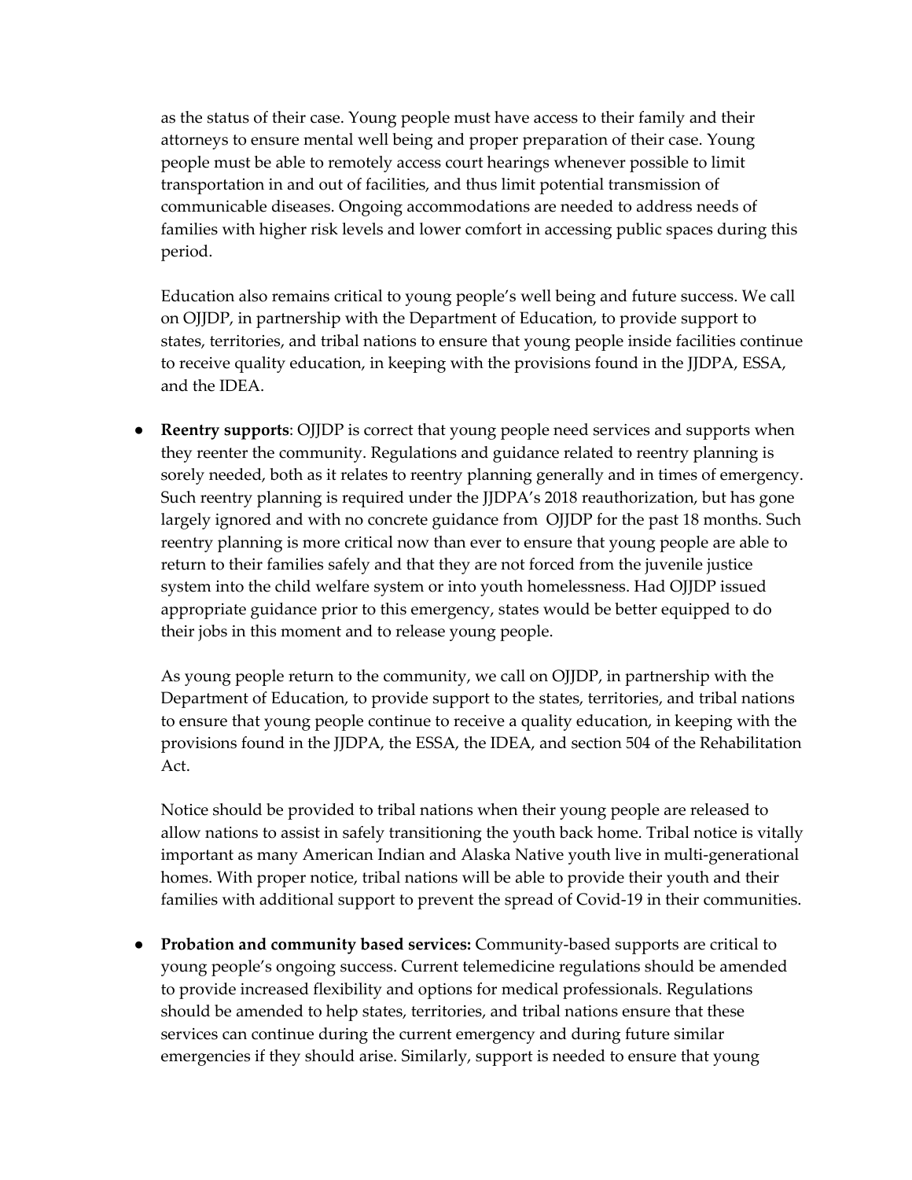as the status of their case. Young people must have access to their family and their attorneys to ensure mental well being and proper preparation of their case. Young people must be able to remotely access court hearings whenever possible to limit transportation in and out of facilities, and thus limit potential transmission of communicable diseases. Ongoing accommodations are needed to address needs of families with higher risk levels and lower comfort in accessing public spaces during this period.

Education also remains critical to young people's well being and future success. We call on OJJDP, in partnership with the Department of Education, to provide support to states, territories, and tribal nations to ensure that young people inside facilities continue to receive quality education, in keeping with the provisions found in the JJDPA, ESSA, and the IDEA.

- **Reentry supports**: OJJDP is correct that young people need services and supports when they reenter the community. Regulations and guidance related to reentry planning is sorely needed, both as it relates to reentry planning generally and in times of emergency. Such reentry planning is required under the JJDPA's 2018 reauthorization, but has gone largely ignored and with no concrete guidance from OJJDP for the past 18 months. Such reentry planning is more critical now than ever to ensure that young people are able to return to their families safely and that they are not forced from the juvenile justice system into the child welfare system or into youth homelessness. Had OJJDP issued appropriate guidance prior to this emergency, states would be better equipped to do their jobs in this moment and to release young people.

  As young people return to the community, we call on OJJDP, in partnership with the Department of Education, to provide support to the states, territories, and tribal nations to ensure that young people continue to receive a quality education, in keeping with the provisions found in the JJDPA, the ESSA, the IDEA, and section 504 of the Rehabilitation Act.

  Notice should be provided to tribal nations when their young people are released to allow nations to assist in safely transitioning the youth back home. Tribal notice is vitally important as many American Indian and Alaska Native youth live in multi-generational homes. With proper notice, tribal nations will be able to provide their youth and their families with additional support to prevent the spread of Covid-19 in their communities.

- **Probation and community based services:** Community-based supports are critical to young people's ongoing success. Current telemedicine regulations should be amended to provide increased flexibility and options for medical professionals. Regulations should be amended to help states, territories, and tribal nations ensure that these services can continue during the current emergency and during future similar emergencies if they should arise. Similarly, support is needed to ensure that young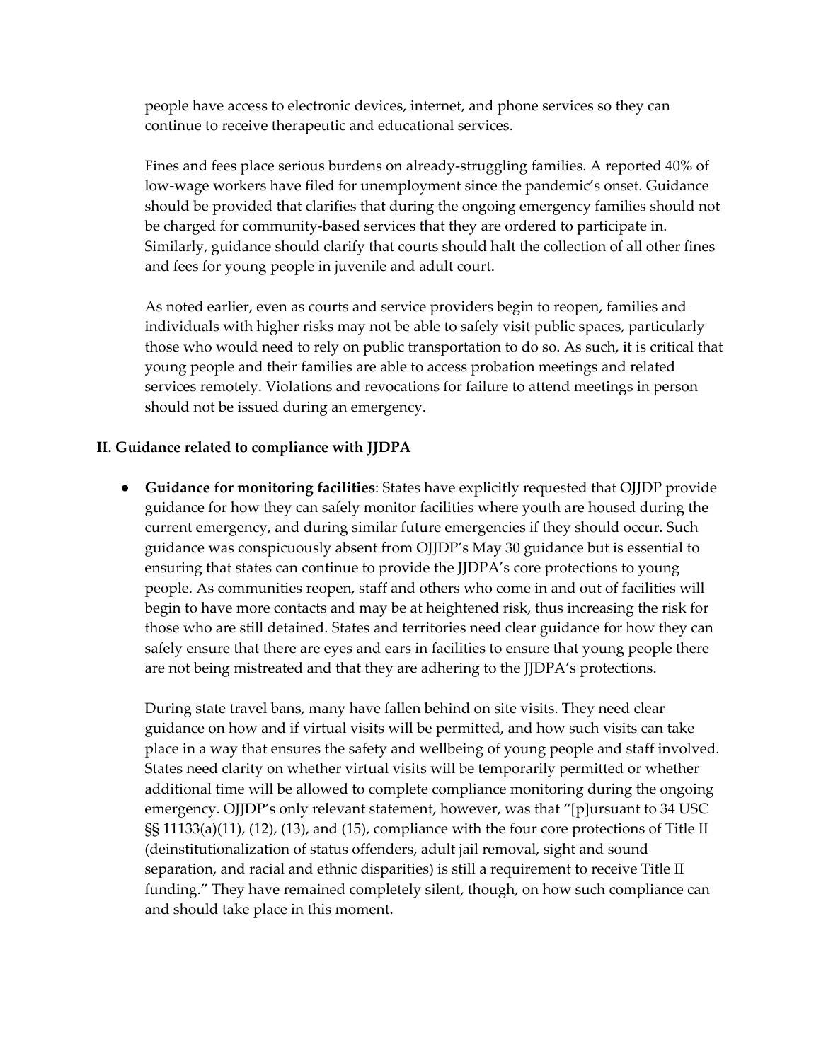people have access to electronic devices, internet, and phone services so they can continue to receive therapeutic and educational services.

Fines and fees place serious burdens on already-struggling families. A reported 40% of low-wage workers have filed for unemployment since the pandemic's onset. Guidance should be provided that clarifies that during the ongoing emergency families should not be charged for community-based services that they are ordered to participate in. Similarly, guidance should clarify that courts should halt the collection of all other fines and fees for young people in juvenile and adult court.

As noted earlier, even as courts and service providers begin to reopen, families and individuals with higher risks may not be able to safely visit public spaces, particularly those who would need to rely on public transportation to do so. As such, it is critical that young people and their families are able to access probation meetings and related services remotely. Violations and revocations for failure to attend meetings in person should not be issued during an emergency.

## II. Guidance related to compliance with JJDPA

- **Guidance for monitoring facilities**: States have explicitly requested that OJJDP provide guidance for how they can safely monitor facilities where youth are housed during the current emergency, and during similar future emergencies if they should occur. Such guidance was conspicuously absent from OJJDP's May 30 guidance but is essential to ensuring that states can continue to provide the JJDPA's core protections to young people. As communities reopen, staff and others who come in and out of facilities will begin to have more contacts and may be at heightened risk, thus increasing the risk for those who are still detained. States and territories need clear guidance for how they can safely ensure that there are eyes and ears in facilities to ensure that young people there are not being mistreated and that they are adhering to the JJDPA's protections.

  During state travel bans, many have fallen behind on site visits. They need clear guidance on how and if virtual visits will be permitted, and how such visits can take place in a way that ensures the safety and wellbeing of young people and staff involved. States need clarity on whether virtual visits will be temporarily permitted or whether additional time will be allowed to complete compliance monitoring during the ongoing emergency. OJJDP's only relevant statement, however, was that "[p]ursuant to 34 USC §§ 11133(a)(11), (12), (13), and (15), compliance with the four core protections of Title II (deinstitutionalization of status offenders, adult jail removal, sight and sound separation, and racial and ethnic disparities) is still a requirement to receive Title II funding." They have remained completely silent, though, on how such compliance can and should take place in this moment.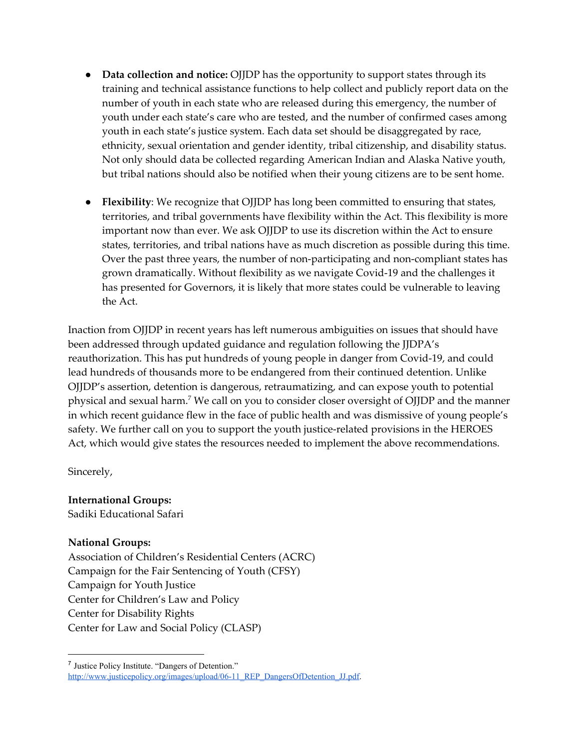- **Data collection and notice:** OJJDP has the opportunity to support states through its training and technical assistance functions to help collect and publicly report data on the number of youth in each state who are released during this emergency, the number of youth under each state's care who are tested, and the number of confirmed cases among youth in each state's justice system. Each data set should be disaggregated by race, ethnicity, sexual orientation and gender identity, tribal citizenship, and disability status. Not only should data be collected regarding American Indian and Alaska Native youth, but tribal nations should also be notified when their young citizens are to be sent home.

- **Flexibility**: We recognize that OJJDP has long been committed to ensuring that states, territories, and tribal governments have flexibility within the Act. This flexibility is more important now than ever. We ask OJJDP to use its discretion within the Act to ensure states, territories, and tribal nations have as much discretion as possible during this time. Over the past three years, the number of non-participating and non-compliant states has grown dramatically. Without flexibility as we navigate Covid-19 and the challenges it has presented for Governors, it is likely that more states could be vulnerable to leaving the Act.

Inaction from OJJDP in recent years has left numerous ambiguities on issues that should have been addressed through updated guidance and regulation following the JJDPA's reauthorization. This has put hundreds of young people in danger from Covid-19, and could lead hundreds of thousands more to be endangered from their continued detention. Unlike OJJDP's assertion, detention is dangerous, retraumatizing, and can expose youth to potential physical and sexual harm.[7] We call on you to consider closer oversight of OJJDP and the manner in which recent guidance flew in the face of public health and was dismissive of young people's safety. We further call on you to support the youth justice-related provisions in the HEROES Act, which would give states the resources needed to implement the above recommendations.

Sincerely,

**International Groups:**
Sadiki Educational Safari

**National Groups:**
Association of Children's Residential Centers (ACRC)
Campaign for the Fair Sentencing of Youth (CFSY)
Campaign for Youth Justice
Center for Children's Law and Policy
Center for Disability Rights
Center for Law and Social Policy (CLASP)

---

[7] Justice Policy Institute. "Dangers of Detention." http://www.justicepolicy.org/images/upload/06-11_REP_DangersOfDetention_JJ.pdf.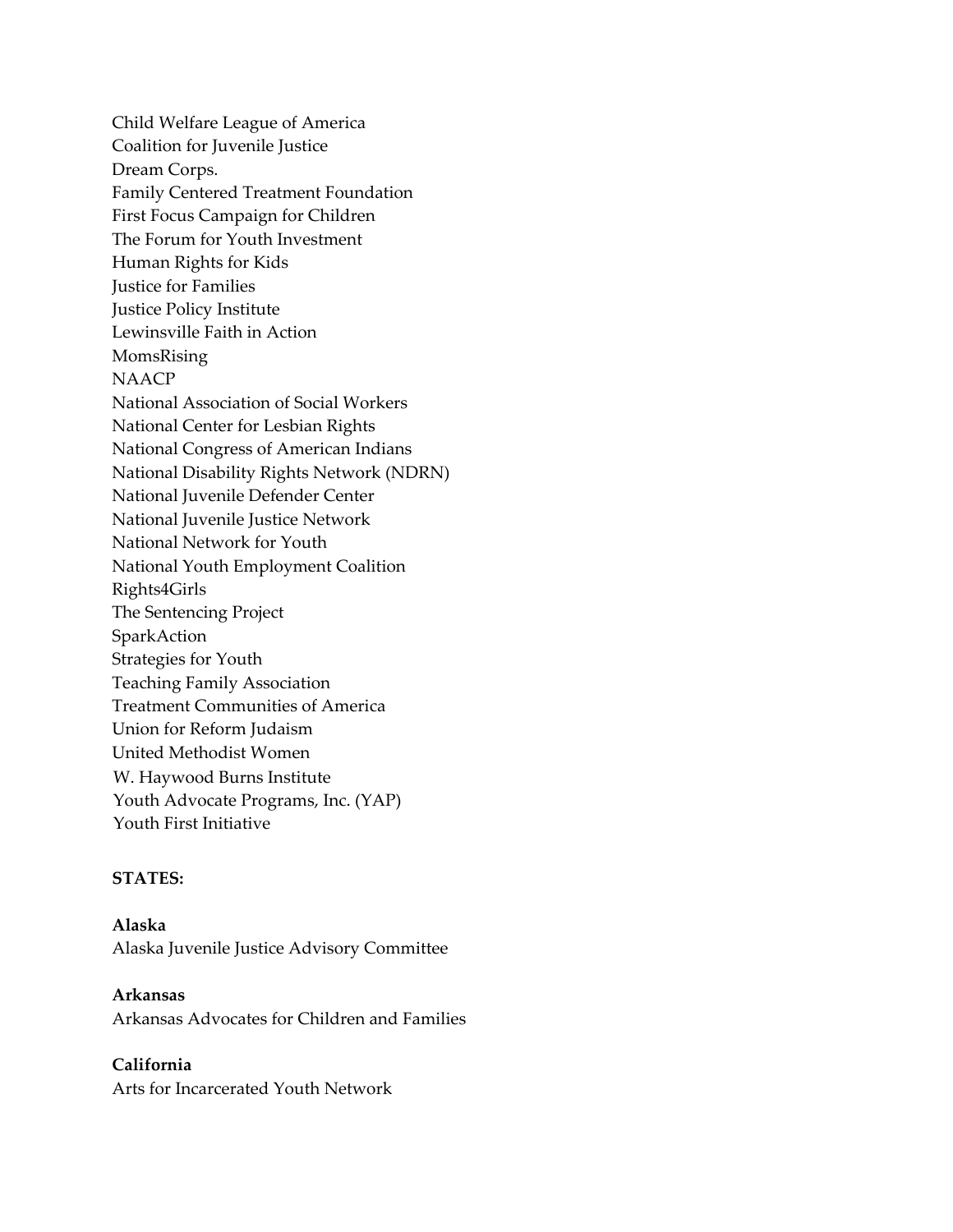Child Welfare League of America
Coalition for Juvenile Justice
Dream Corps.
Family Centered Treatment Foundation
First Focus Campaign for Children
The Forum for Youth Investment
Human Rights for Kids
Justice for Families
Justice Policy Institute
Lewinsville Faith in Action
MomsRising
NAACP
National Association of Social Workers
National Center for Lesbian Rights
National Congress of American Indians
National Disability Rights Network (NDRN)
National Juvenile Defender Center
National Juvenile Justice Network
National Network for Youth
National Youth Employment Coalition
Rights4Girls
The Sentencing Project
SparkAction
Strategies for Youth
Teaching Family Association
Treatment Communities of America
Union for Reform Judaism
United Methodist Women
W. Haywood Burns Institute
Youth Advocate Programs, Inc. (YAP)
Youth First Initiative

**STATES:**

**Alaska**
Alaska Juvenile Justice Advisory Committee

**Arkansas**
Arkansas Advocates for Children and Families

**California**
Arts for Incarcerated Youth Network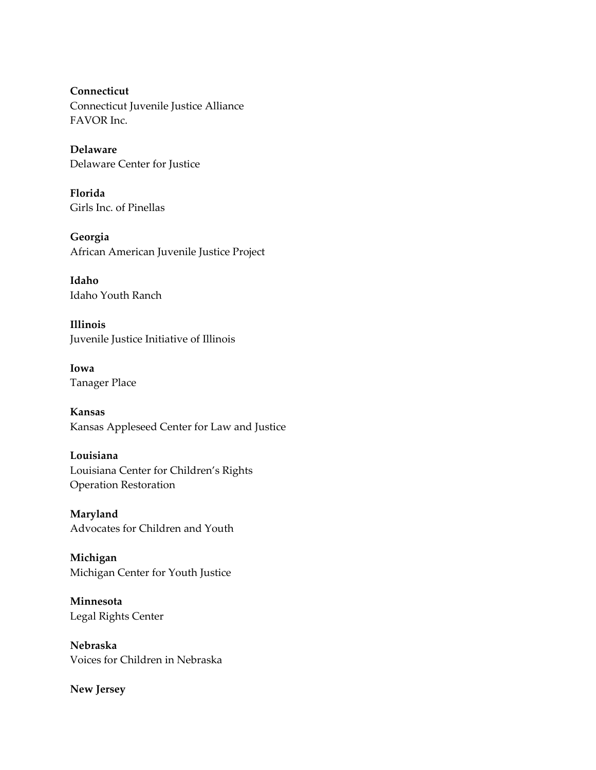**Connecticut**
Connecticut Juvenile Justice Alliance
FAVOR Inc.

**Delaware**
Delaware Center for Justice

**Florida**
Girls Inc. of Pinellas

**Georgia**
African American Juvenile Justice Project

**Idaho**
Idaho Youth Ranch

**Illinois**
Juvenile Justice Initiative of Illinois

**Iowa**
Tanager Place

**Kansas**
Kansas Appleseed Center for Law and Justice

**Louisiana**
Louisiana Center for Children's Rights
Operation Restoration

**Maryland**
Advocates for Children and Youth

**Michigan**
Michigan Center for Youth Justice

**Minnesota**
Legal Rights Center

**Nebraska**
Voices for Children in Nebraska

**New Jersey**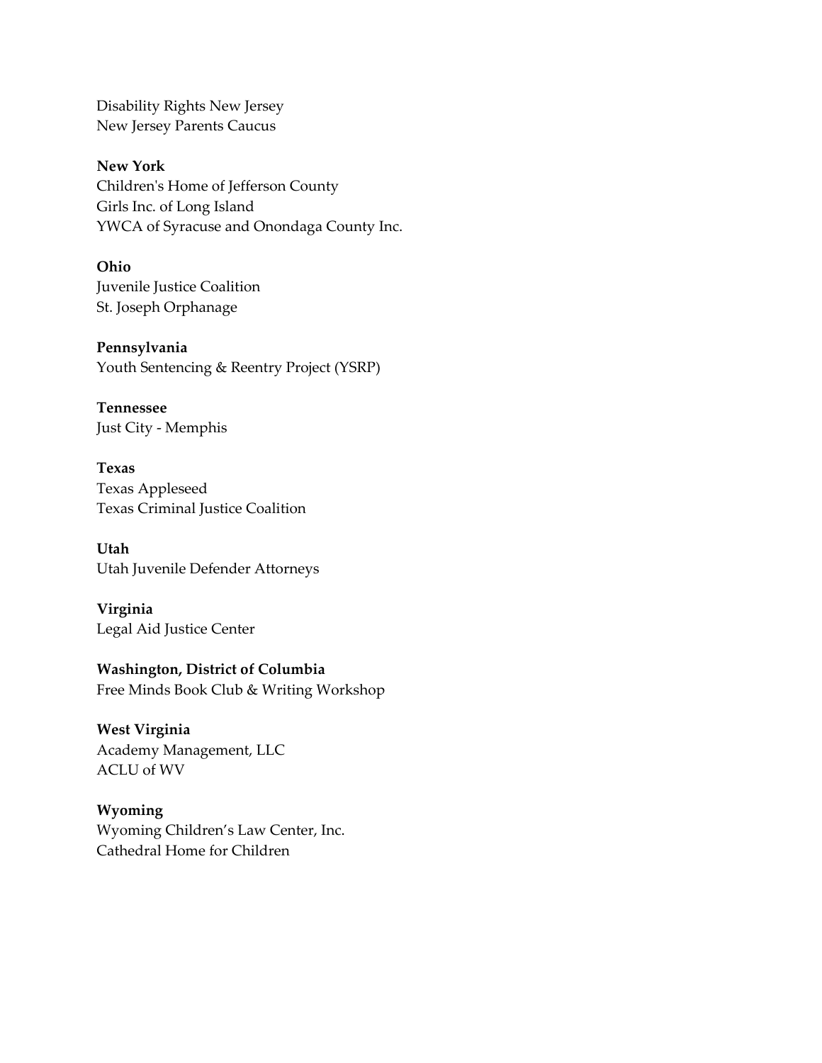Disability Rights New Jersey
New Jersey Parents Caucus

**New York**
Children's Home of Jefferson County
Girls Inc. of Long Island
YWCA of Syracuse and Onondaga County Inc.

**Ohio**
Juvenile Justice Coalition
St. Joseph Orphanage

**Pennsylvania**
Youth Sentencing & Reentry Project (YSRP)

**Tennessee**
Just City - Memphis

**Texas**
Texas Appleseed
Texas Criminal Justice Coalition

**Utah**
Utah Juvenile Defender Attorneys

**Virginia**
Legal Aid Justice Center

**Washington, District of Columbia**
Free Minds Book Club & Writing Workshop

**West Virginia**
Academy Management, LLC
ACLU of WV

**Wyoming**
Wyoming Children's Law Center, Inc.
Cathedral Home for Children